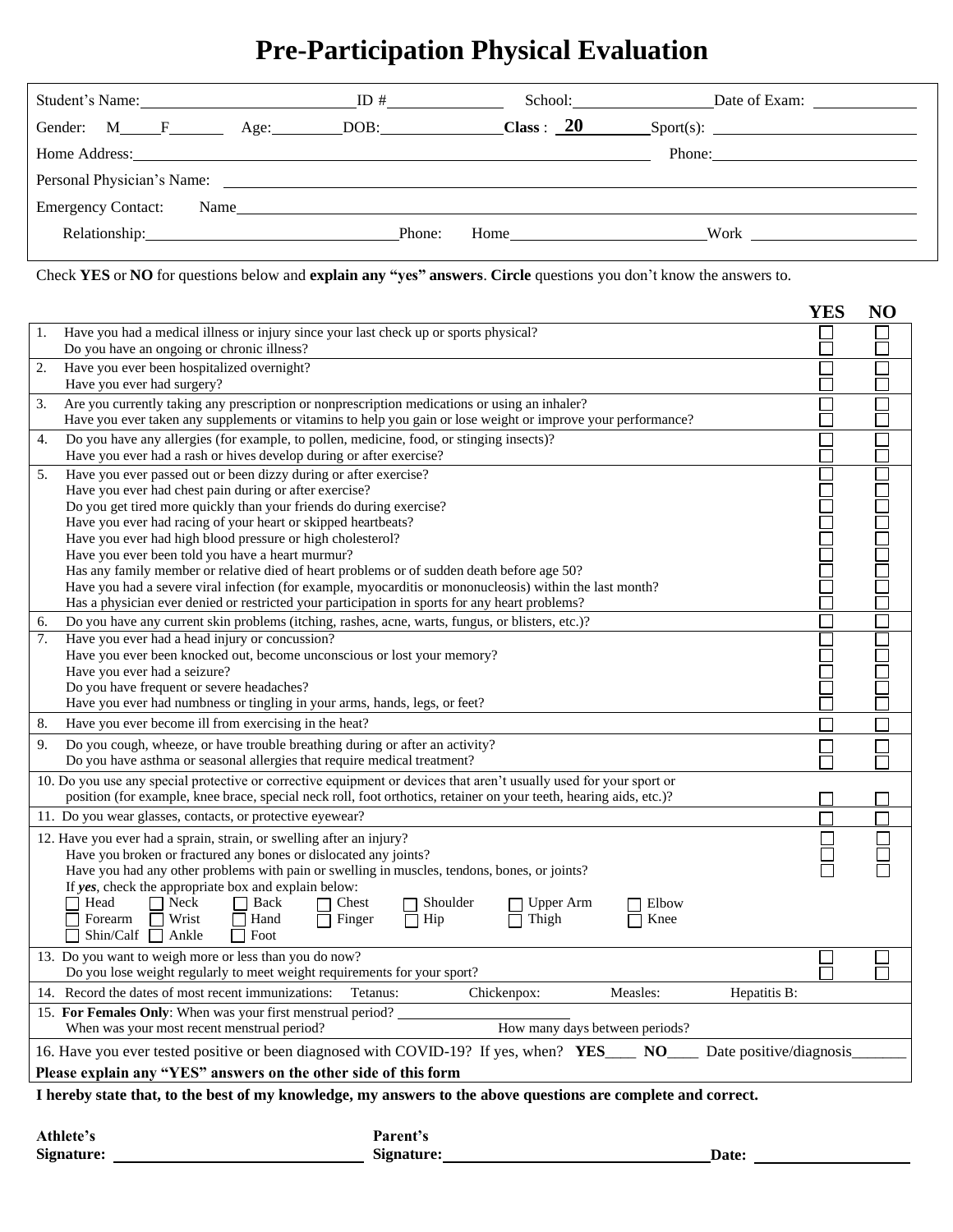# Pre-Participation Physical Evaluation

Student's Name: ______________ ID # ______________ School: ______________ Date of Exam: ______________

Gender: M_____ F_______ Age: ________ DOB: ______________ **Class** : **20** ________ Sport(s): ______________

Home Address: ______________ Phone: ______________

Personal Physician's Name: ______________

Emergency Contact: Name ______________

Relationship: ______________ Phone: Home ______________ Work ______________

Check **YES** or **NO** for questions below and **explain any "yes" answers**. **Circle** questions you don't know the answers to.

| | YES | NO |
|---|---|---|
| 1. Have you had a medical illness or injury since your last check up or sports physical? | ☐ | ☐ |
| Do you have an ongoing or chronic illness? | ☐ | ☐ |
| 2. Have you ever been hospitalized overnight? | ☐ | ☐ |
| Have you ever had surgery? | ☐ | ☐ |
| 3. Are you currently taking any prescription or nonprescription medications or using an inhaler? | ☐ | ☐ |
| Have you ever taken any supplements or vitamins to help you gain or lose weight or improve your performance? | ☐ | ☐ |
| 4. Do you have any allergies (for example, to pollen, medicine, food, or stinging insects)? | ☐ | ☐ |
| Have you ever had a rash or hives develop during or after exercise? | ☐ | ☐ |
| 5. Have you ever passed out or been dizzy during or after exercise? | ☐ | ☐ |
| Have you ever had chest pain during or after exercise? | ☐ | ☐ |
| Do you get tired more quickly than your friends do during exercise? | ☐ | ☐ |
| Have you ever had racing of your heart or skipped heartbeats? | ☐ | ☐ |
| Have you ever had high blood pressure or high cholesterol? | ☐ | ☐ |
| Have you ever been told you have a heart murmur? | ☐ | ☐ |
| Has any family member or relative died of heart problems or of sudden death before age 50? | ☐ | ☐ |
| Have you had a severe viral infection (for example, myocarditis or mononucleosis) within the last month? | ☐ | ☐ |
| Has a physician ever denied or restricted your participation in sports for any heart problems? | ☐ | ☐ |
| 6. Do you have any current skin problems (itching, rashes, acne, warts, fungus, or blisters, etc.)? | ☐ | ☐ |
| 7. Have you ever had a head injury or concussion? | ☐ | ☐ |
| Have you ever been knocked out, become unconscious or lost your memory? | ☐ | ☐ |
| Have you ever had a seizure? | ☐ | ☐ |
| Do you have frequent or severe headaches? | ☐ | ☐ |
| Have you ever had numbness or tingling in your arms, hands, legs, or feet? | ☐ | ☐ |
| 8. Have you ever become ill from exercising in the heat? | ☐ | ☐ |
| 9. Do you cough, wheeze, or have trouble breathing during or after an activity? | ☐ | ☐ |
| Do you have asthma or seasonal allergies that require medical treatment? | ☐ | ☐ |
| 10. Do you use any special protective or corrective equipment or devices that aren't usually used for your sport or position (for example, knee brace, special neck roll, foot orthotics, retainer on your teeth, hearing aids, etc.)? | ☐ | ☐ |
| 11. Do you wear glasses, contacts, or protective eyewear? | ☐ | ☐ |
| 12. Have you ever had a sprain, strain, or swelling after an injury? | ☐ | ☐ |
| Have you broken or fractured any bones or dislocated any joints? | ☐ | ☐ |
| Have you had any other problems with pain or swelling in muscles, tendons, bones, or joints? | ☐ | ☐ |
| If *yes*, check the appropriate box and explain below: ☐ Head ☐ Neck ☐ Back ☐ Chest ☐ Shoulder ☐ Upper Arm ☐ Elbow ☐ Forearm ☐ Wrist ☐ Hand ☐ Finger ☐ Hip ☐ Thigh ☐ Knee ☐ Shin/Calf ☐ Ankle ☐ Foot | | |
| 13. Do you want to weigh more or less than you do now? | ☐ | ☐ |
| Do you lose weight regularly to meet weight requirements for your sport? | ☐ | ☐ |
| 14. Record the dates of most recent immunizations: Tetanus: Chickenpox: Measles: Hepatitis B: | | |
| 15. **For Females Only**: When was your first menstrual period? ______________ When was your most recent menstrual period? How many days between periods? | | |
| 16. Have you ever tested positive or been diagnosed with COVID-19? If yes, when? **YES**____ **NO**____ Date positive/diagnosis_______ | | |
| **Please explain any "YES" answers on the other side of this form** | | |

**I hereby state that, to the best of my knowledge, my answers to the above questions are complete and correct.**

**Athlete's Signature:** ______________ **Parent's Signature:** ______________ **Date:** ______________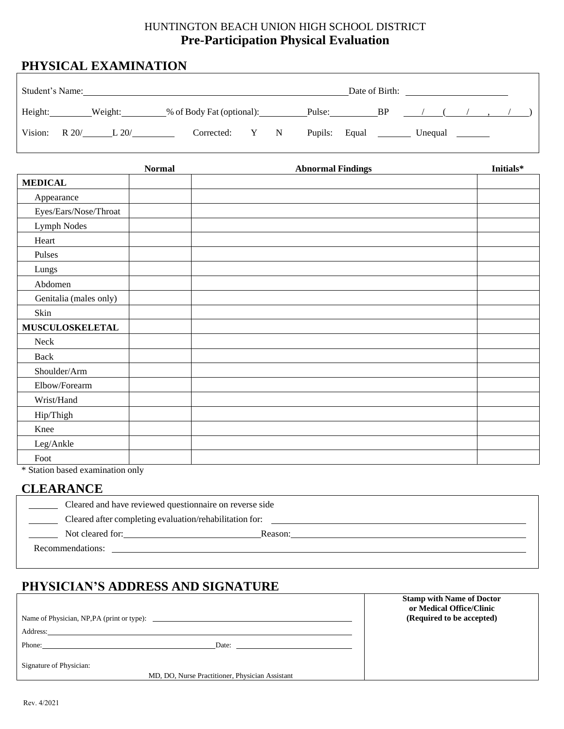HUNTINGTON BEACH UNION HIGH SCHOOL DISTRICT

# Pre-Participation Physical Evaluation

## PHYSICAL EXAMINATION

Student's Name: ______________________________ Date of Birth: ____________

Height: ________ Weight: ________ % of Body Fat (optional): ________ Pulse: ________ BP ____/____ (____/____ , ____/____)

Vision: R 20/______ L 20/______ Corrected: Y N Pupils: Equal ______ Unequal ______

| | Normal | Abnormal Findings | Initials* |
|---|---|---|---|
| **MEDICAL** | | | |
| Appearance | | | |
| Eyes/Ears/Nose/Throat | | | |
| Lymph Nodes | | | |
| Heart | | | |
| Pulses | | | |
| Lungs | | | |
| Abdomen | | | |
| Genitalia (males only) | | | |
| Skin | | | |
| **MUSCULOSKELETAL** | | | |
| Neck | | | |
| Back | | | |
| Shoulder/Arm | | | |
| Elbow/Forearm | | | |
| Wrist/Hand | | | |
| Hip/Thigh | | | |
| Knee | | | |
| Leg/Ankle | | | |
| Foot | | | |

* Station based examination only

## CLEARANCE

______ Cleared and have reviewed questionnaire on reverse side

______ Cleared after completing evaluation/rehabilitation for: ______________________________

______ Not cleared for: ______________________ Reason: ______________________________

Recommendations: ______________________________

## PHYSICIAN'S ADDRESS AND SIGNATURE

Name of Physician, NP,PA (print or type): ______________________________

Address: ______________________________

Phone: ______________________ Date: ______________________

Signature of Physician:

MD, DO, Nurse Practitioner, Physician Assistant

**Stamp with Name of Doctor or Medical Office/Clinic (Required to be accepted)**

Rev. 4/2021